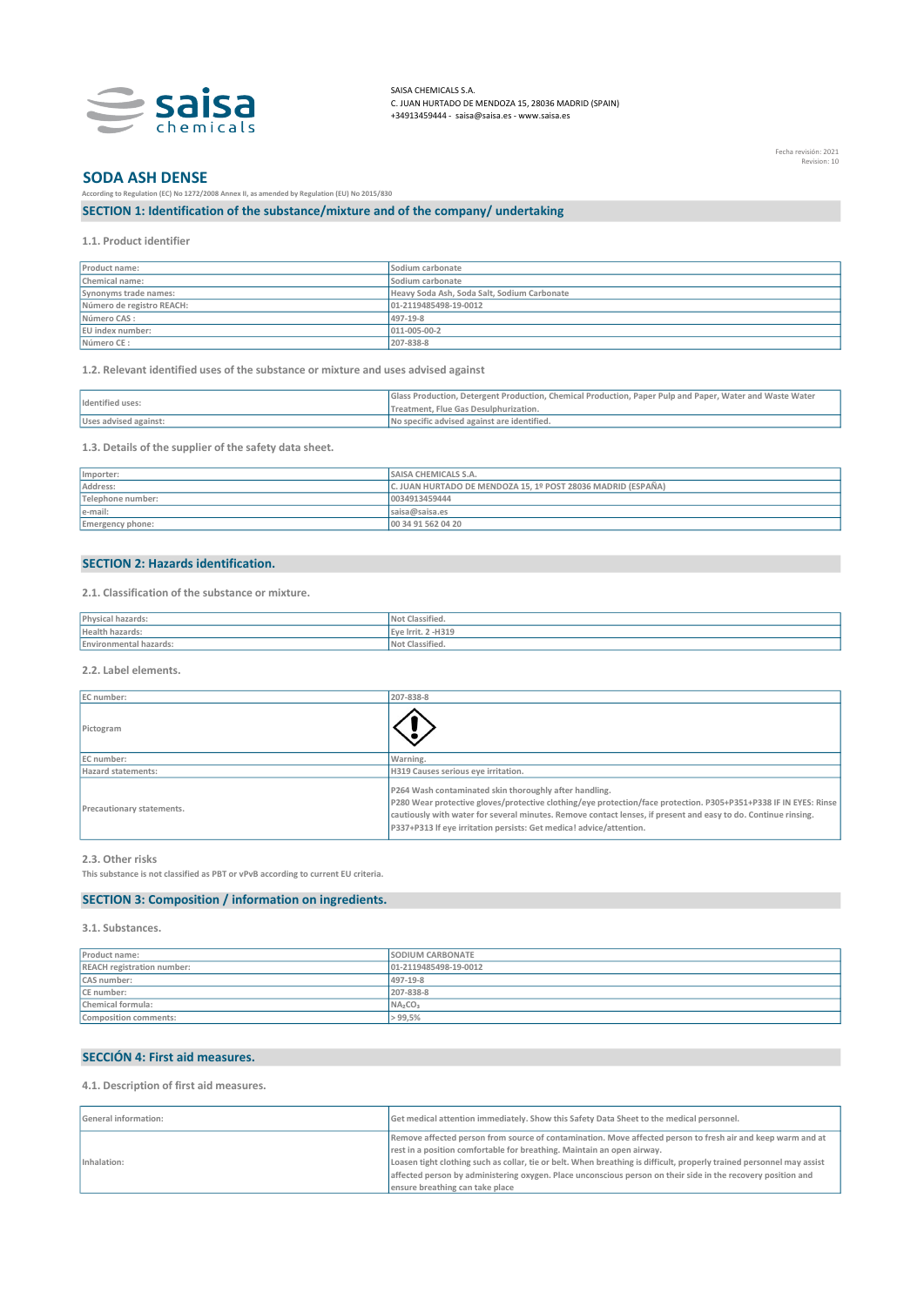SAISA CHEMICALS S.A.
C. JUAN HURTADO DE MENDOZA 15, 28036 MADRID (SPAIN)
+34913459444 - saisa@saisa.es - www.saisa.es

Fecha revisión: 2021
Revision: 10

# SODA ASH DENSE

According to Regulation (EC) No 1272/2008 Annex II, as amended by Regulation (EU) No 2015/830

## SECTION 1: Identification of the substance/mixture and of the company/ undertaking

### 1.1. Product identifier

| Product name: | Sodium carbonate |
|---|---|
| Chemical name: | Sodium carbonate |
| Synonyms trade names: | Heavy Soda Ash, Soda Salt, Sodium Carbonate |
| Número de registro REACH: | 01-2119485498-19-0012 |
| Número CAS : | 497-19-8 |
| EU index number: | 011-005-00-2 |
| Número CE : | 207-838-8 |

### 1.2. Relevant identified uses of the substance or mixture and uses advised against

| Identified uses: | Glass Production, Detergent Production, Chemical Production, Paper Pulp and Paper, Water and Waste Water Treatment, Flue Gas Desulphurization. |
|---|---|
| Uses advised against: | No specific advised against are identified. |

### 1.3. Details of the supplier of the safety data sheet.

| Importer: | SAISA CHEMICALS S.A. |
|---|---|
| Address: | C. JUAN HURTADO DE MENDOZA 15, 1º POST 28036 MADRID (ESPAÑA) |
| Telephone number: | 0034913459444 |
| e-mail: | saisa@saisa.es |
| Emergency phone: | 00 34 91 562 04 20 |

## SECTION 2: Hazards identification.

### 2.1. Classification of the substance or mixture.

| Physical hazards: | Not Classified. |
|---|---|
| Health hazards: | Eye Irrit. 2 -H319 |
| Environmental hazards: | Not Classified. |

### 2.2. Label elements.

| EC number: | 207-838-8 |
|---|---|
| Pictogram | |
| EC number: | Warning. |
| Hazard statements: | H319 Causes serious eye irritation. |
| Precautionary statements. | P264 Wash contaminated skin thoroughly after handling.<br>P280 Wear protective gloves/protective clothing/eye protection/face protection. P305+P351+P338 IF IN EYES: Rinse cautiously with water for several minutes. Remove contact lenses, if present and easy to do. Continue rinsing.<br>P337+P313 If eye irritation persists: Get medica! advice/attention. |

### 2.3. Other risks

This substance is not classified as PBT or vPvB according to current EU criteria.

## SECTION 3: Composition / information on ingredients.

### 3.1. Substances.

| Product name: | SODIUM CARBONATE |
|---|---|
| REACH registration number: | 01-2119485498-19-0012 |
| CAS number: | 497-19-8 |
| CE number: | 207-838-8 |
| Chemical formula: | $NA_2CO_3$ |
| Composition comments: | > 99,5% |

## SECCIÓN 4: First aid measures.

### 4.1. Description of first aid measures.

| General information: | Get medical attention immediately. Show this Safety Data Sheet to the medical personnel. |
|---|---|
| Inhalation: | Remove affected person from source of contamination. Move affected person to fresh air and keep warm and at rest in a position comfortable for breathing. Maintain an open airway.<br>Loasen tight clothing such as collar, tie or belt. When breathing is difficult, properly trained personnel may assist affected person by administering oxygen. Place unconscious person on their side in the recovery position and ensure breathing can take place |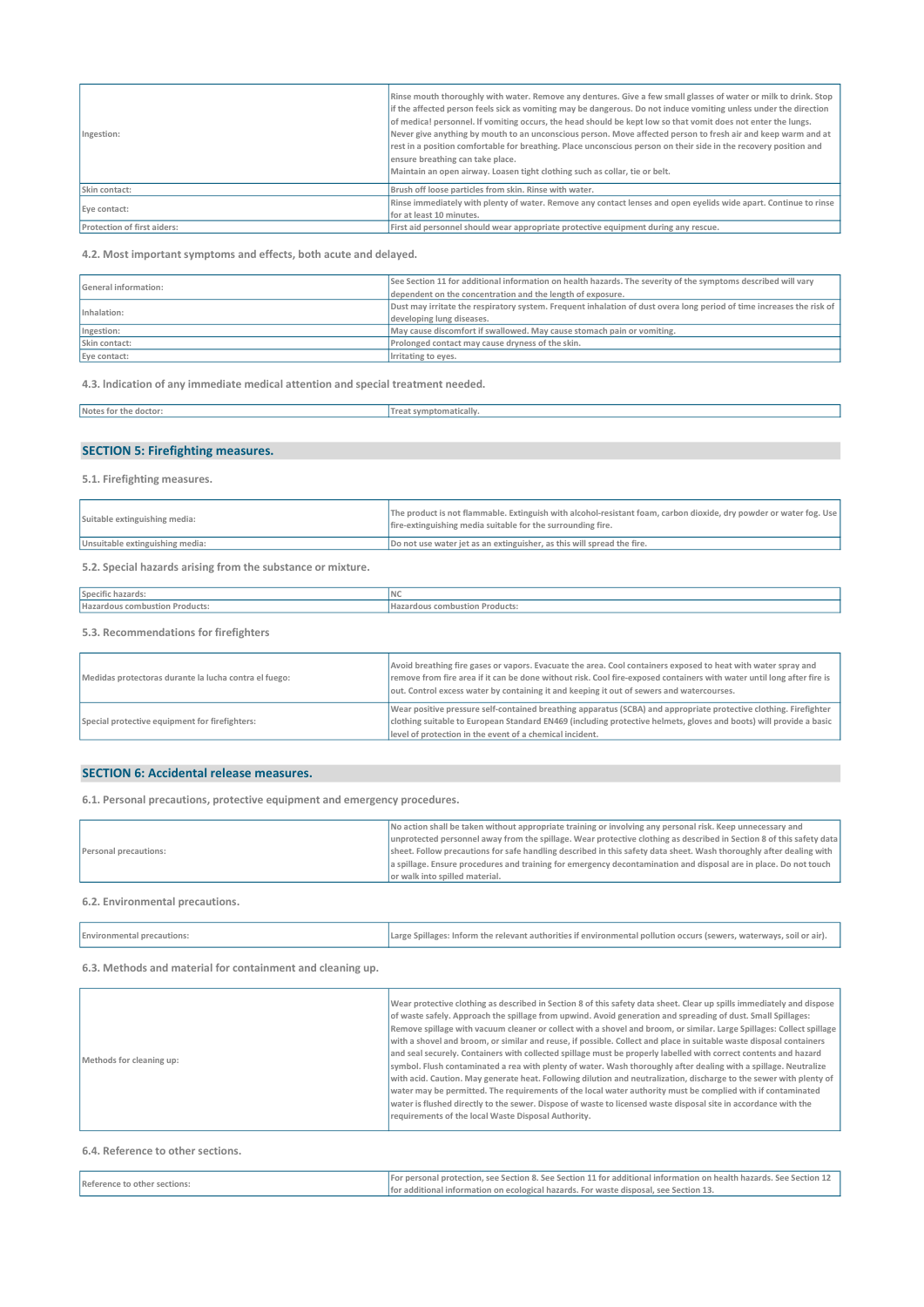| | |
|---|---|
| Ingestion: | Rinse mouth thoroughly with water. Remove any dentures. Give a few small glasses of water or milk to drink. Stop if the affected person feels sick as vomiting may be dangerous. Do not induce vomiting unless under the direction of medical personnel. If vomiting occurs, the head should be kept low so that vomit does not enter the lungs. Never give anything by mouth to an unconscious person. Move affected person to fresh air and keep warm and at rest in a position comfortable for breathing. Place unconscious person on their side in the recovery position and ensure breathing can take place. Maintain an open airway. Loasen tight clothing such as collar, tie or belt. |
| Skin contact: | Brush off loose particles from skin. Rinse with water. |
| Eye contact: | Rinse immediately with plenty of water. Remove any contact lenses and open eyelids wide apart. Continue to rinse for at least 10 minutes. |
| Protection of first aiders: | First aid personnel should wear appropriate protective equipment during any rescue. |

### 4.2. Most important symptoms and effects, both acute and delayed.

| | |
|---|---|
| General information: | See Section 11 for additional information on health hazards. The severity of the symptoms described will vary dependent on the concentration and the length of exposure. |
| Inhalation: | Dust may irritate the respiratory system. Frequent inhalation of dust overa long period of time increases the risk of developing lung diseases. |
| Ingestion: | May cause discomfort if swallowed. May cause stomach pain or vomiting. |
| Skin contact: | Prolonged contact may cause dryness of the skin. |
| Eye contact: | Irritating to eyes. |

### 4.3. Indication of any immediate medical attention and special treatment needed.

| | |
|---|---|
| Notes for the doctor: | Treat symptomatically. |

## SECTION 5: Firefighting measures.

### 5.1. Firefighting measures.

| | |
|---|---|
| Suitable extinguishing media: | The product is not flammable. Extinguish with alcohol-resistant foam, carbon dioxide, dry powder or water fog. Use fire-extinguishing media suitable for the surrounding fire. |
| Unsuitable extinguishing media: | Do not use water jet as an extinguisher, as this will spread the fire. |

### 5.2. Special hazards arising from the substance or mixture.

| | |
|---|---|
| Specific hazards: | NC |
| Hazardous combustion Products: | Hazardous combustion Products: |

### 5.3. Recommendations for firefighters

| | |
|---|---|
| Medidas protectoras durante la lucha contra el fuego: | Avoid breathing fire gases or vapors. Evacuate the area. Cool containers exposed to heat with water spray and remove from fire area if it can be done without risk. Cool fire-exposed containers with water until long after fire is out. Control excess water by containing it and keeping it out of sewers and watercourses. |
| Special protective equipment for firefighters: | Wear positive pressure self-contained breathing apparatus (SCBA) and appropriate protective clothing. Firefighter clothing suitable to European Standard EN469 (including protective helmets, gloves and boots) will provide a basic level of protection in the event of a chemical incident. |

## SECTION 6: Accidental release measures.

### 6.1. Personal precautions, protective equipment and emergency procedures.

| | |
|---|---|
| Personal precautions: | No action shall be taken without appropriate training or involving any personal risk. Keep unnecessary and unprotected personnel away from the spillage. Wear protective clothing as described in Section 8 of this safety data sheet. Follow precautions for safe handling described in this safety data sheet. Wash thoroughly after dealing with a spillage. Ensure procedures and training for emergency decontamination and disposal are in place. Do not touch or walk into spilled material. |

### 6.2. Environmental precautions.

| | |
|---|---|
| Environmental precautions: | Large Spillages: Inform the relevant authorities if environmental pollution occurs (sewers, waterways, soil or air). |

### 6.3. Methods and material for containment and cleaning up.

| | |
|---|---|
| Methods for cleaning up: | Wear protective clothing as described in Section 8 of this safety data sheet. Clear up spills immediately and dispose of waste safely. Approach the spillage from upwind. Avoid generation and spreading of dust. Small Spillages: Remove spillage with vacuum cleaner or collect with a shovel and broom, or similar. Large Spillages: Collect spillage with a shovel and broom, or similar and reuse, if possible. Collect and place in suitable waste disposal containers and seal securely. Containers with collected spillage must be properly labelled with correct contents and hazard symbol. Flush contaminated a rea with plenty of water. Wash thoroughly after dealing with a spillage. Neutralize with acid. Caution. May generate heat. Following dilution and neutralization, discharge to the sewer with plenty of water may be permitted. The requirements of the local water authority must be complied with if contaminated water is flushed directly to the sewer. Dispose of waste to licensed waste disposal site in accordance with the requirements of the local Waste Disposal Authority. |

### 6.4. Reference to other sections.

| | |
|---|---|
| Reference to other sections: | For personal protection, see Section 8. See Section 11 for additional information on health hazards. See Section 12 for additional information on ecological hazards. For waste disposal, see Section 13. |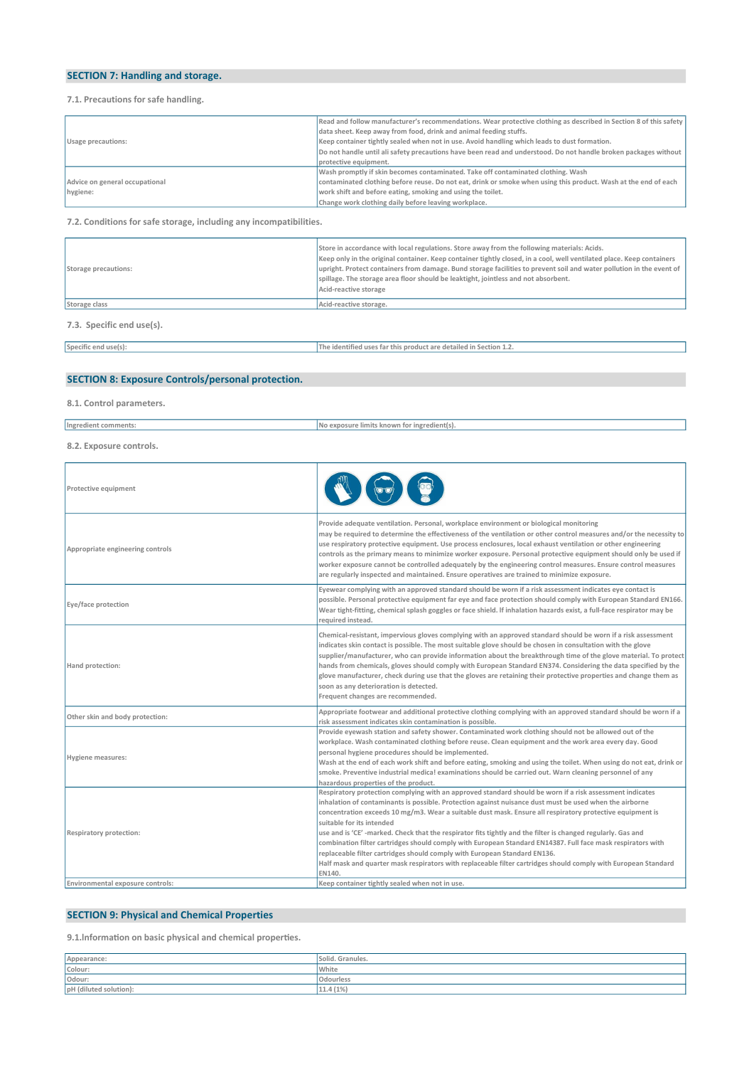## SECTION 7: Handling and storage.

### 7.1. Precautions for safe handling.

| | |
|---|---|
| Usage precautions: | Read and follow manufacturer's recommendations. Wear protective clothing as described in Section 8 of this safety data sheet. Keep away from food, drink and animal feeding stuffs. Keep container tightly sealed when not in use. Avoid handling which leads to dust formation. Do not handle until all safety precautions have been read and understood. Do not handle broken packages without protective equipment. |
| Advice on general occupational hygiene: | Wash promptly if skin becomes contaminated. Take off contaminated clothing. Wash contaminated clothing before reuse. Do not eat, drink or smoke when using this product. Wash at the end of each work shift and before eating, smoking and using the toilet. Change work clothing daily before leaving workplace. |

### 7.2. Conditions for safe storage, including any incompatibilities.

| | |
|---|---|
| Storage precautions: | Store in accordance with local regulations. Store away from the following materials: Acids. Keep only in the original container. Keep container tightly closed, in a cool, well ventilated place. Keep containers upright. Protect containers from damage. Bund storage facilities to prevent soil and water pollution in the event of spillage. The storage area floor should be leaktight, jointless and not absorbent. Acid-reactive storage |
| Storage class | Acid-reactive storage. |

### 7.3. Specific end use(s).

| | |
|---|---|
| Specific end use(s): | The identified uses far this product are detailed in Section 1.2. |

## SECTION 8: Exposure Controls/personal protection.

### 8.1. Control parameters.

| | |
|---|---|
| Ingredient comments: | No exposure limits known for ingredient(s). |

### 8.2. Exposure controls.

| | |
|---|---|
| Protective equipment | |
| Appropriate engineering controls | Provide adequate ventilation. Personal, workplace environment or biological monitoring may be required to determine the effectiveness of the ventilation or other control measures and/or the necessity to use respiratory protective equipment. Use process enclosures, local exhaust ventilation or other engineering controls as the primary means to minimize worker exposure. Personal protective equipment should only be used if worker exposure cannot be controlled adequately by the engineering control measures. Ensure control measures are regularly inspected and maintained. Ensure operatives are trained to minimize exposure. |
| Eye/face protection | Eyewear complying with an approved standard should be worn if a risk assessment indicates eye contact is possible. Personal protective equipment far eye and face protection should comply with European Standard EN166. Wear tight-fitting, chemical splash goggles or face shield. If inhalation hazards exist, a full-face respirator may be required instead. |
| Hand protection: | Chemical-resistant, impervious gloves complying with an approved standard should be worn if a risk assessment indicates skin contact is possible. The most suitable glove should be chosen in consultation with the glove supplier/manufacturer, who can provide information about the breakthrough time of the glove material. To protect hands from chemicals, gloves should comply with European Standard EN374. Considering the data specified by the glove manufacturer, check during use that the gloves are retaining their protective properties and change them as soon as any deterioration is detected. Frequent changes are recommended. |
| Other skin and body protection: | Appropriate footwear and additional protective clothing complying with an approved standard should be worn if a risk assessment indicates skin contamination is possible. |
| Hygiene measures: | Provide eyewash station and safety shower. Contaminated work clothing should not be allowed out of the workplace. Wash contaminated clothing before reuse. Clean equipment and the work area every day. Good personal hygiene procedures should be implemented. Wash at the end of each work shift and before eating, smoking and using the toilet. When using do not eat, drink or smoke. Preventive industrial medica! examinations should be carried out. Warn cleaning personnel of any hazardous properties of the product. |
| Respiratory protection: | Respiratory protection complying with an approved standard should be worn if a risk assessment indicates inhalation of contaminants is possible. Protection against nuisance dust must be used when the airborne concentration exceeds 10 mg/m3. Wear a suitable dust mask. Ensure all respiratory protective equipment is suitable for its intended use and is 'CE' -marked. Check that the respirator fits tightly and the filter is changed regularly. Gas and combination filter cartridges should comply with European Standard EN14387. Full face mask respirators with replaceable filter cartridges should comply with European Standard EN136. Half mask and quarter mask respirators with replaceable filter cartridges should comply with European Standard EN140. |
| Environmental exposure controls: | Keep container tightly sealed when not in use. |

## SECTION 9: Physical and Chemical Properties

### 9.1.Information on basic physical and chemical properties.

| | |
|---|---|
| Appearance: | Solid. Granules. |
| Colour: | White |
| Odour: | Odourless |
| pH (diluted solution): | 11.4 (1%) |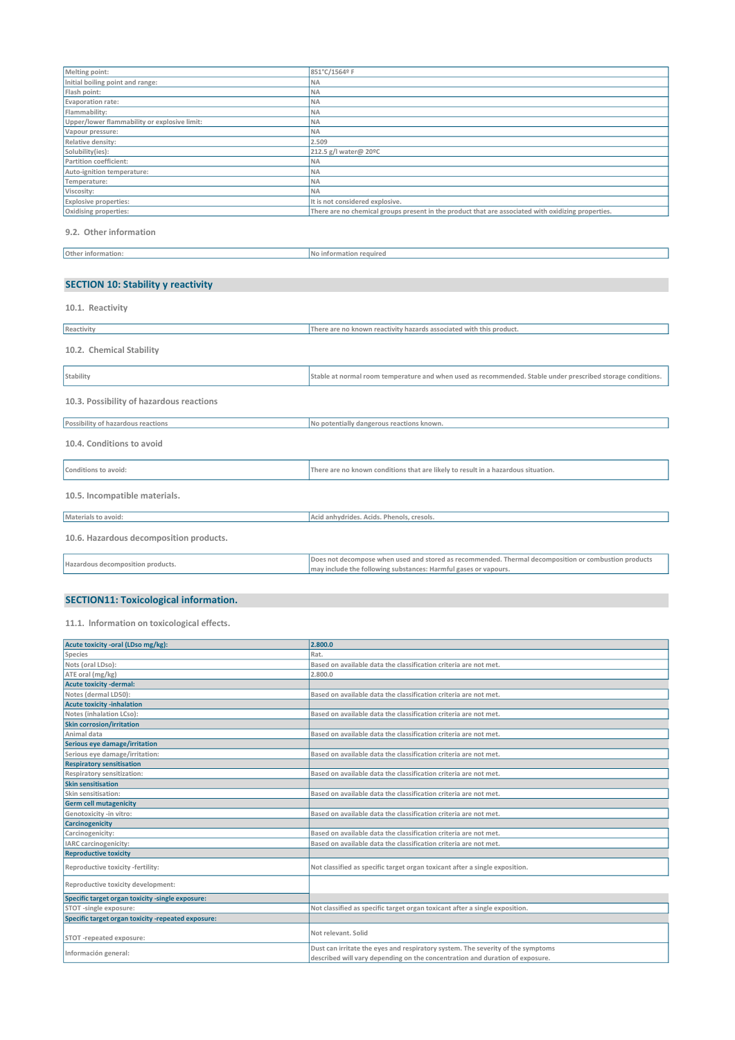| | |
|---|---|
| Melting point: | 851°C/1564º F |
| Initial boiling point and range: | NA |
| Flash point: | NA |
| Evaporation rate: | NA |
| Flammability: | NA |
| Upper/lower flammability or explosive limit: | NA |
| Vapour pressure: | NA |
| Relative density: | 2.509 |
| Solubility(ies): | 212.5 g/l water@ 20ºC |
| Partition coefficient: | NA |
| Auto-ignition temperature: | NA |
| Temperature: | NA |
| Viscosity: | NA |
| Explosive properties: | It is not considered explosive. |
| Oxidising properties: | There are no chemical groups present in the product that are associated with oxidizing properties. |

### 9.2. Other information

| | |
|---|---|
| Other information: | No information required |

## SECTION 10: Stability y reactivity

### 10.1. Reactivity

| | |
|---|---|
| Reactivity | There are no known reactivity hazards associated with this product. |

### 10.2. Chemical Stability

| | |
|---|---|
| Stability | Stable at normal room temperature and when used as recommended. Stable under prescribed storage conditions. |

### 10.3. Possibility of hazardous reactions

| | |
|---|---|
| Possibility of hazardous reactions | No potentially dangerous reactions known. |

### 10.4. Conditions to avoid

| | |
|---|---|
| Conditions to avoid: | There are no known conditions that are likely to result in a hazardous situation. |

### 10.5. Incompatible materials.

| | |
|---|---|
| Materials to avoid: | Acid anhydrides. Acids. Phenols, cresols. |

### 10.6. Hazardous decomposition products.

| | |
|---|---|
| Hazardous decomposition products. | Does not decompose when used and stored as recommended. Thermal decomposition or combustion products may include the following substances: Harmful gases or vapours. |

## SECTION11: Toxicological information.

### 11.1. Information on toxicological effects.

| | |
|---|---|
| **Acute toxicity -oral (LDso mg/kg):** | **2.800.0** |
| Species | Rat. |
| Nots (oral LDso): | Based on available data the classification criteria are not met. |
| ATE oral (mg/kg) | 2.800.0 |
| **Acute toxicity -dermal:** | |
| Notes (dermal LD50): | Based on available data the classification criteria are not met. |
| **Acute toxicity -inhalation** | |
| Notes (inhalation LCso): | Based on available data the classification criteria are not met. |
| **Skin corrosion/irritation** | |
| Animal data | Based on available data the classification criteria are not met. |
| **Serious eye damage/irritation** | |
| Serious eye damage/irritation: | Based on available data the classification criteria are not met. |
| **Respiratory sensitisation** | |
| Respiratory sensitization: | Based on available data the classification criteria are not met. |
| **Skin sensitisation** | |
| Skin sensitisation: | Based on available data the classification criteria are not met. |
| **Germ cell mutagenicity** | |
| Genotoxicity -in vitro: | Based on available data the classification criteria are not met. |
| **Carcinogenicity** | |
| Carcinogenicity: | Based on available data the classification criteria are not met. |
| IARC carcinogenicity: | Based on available data the classification criteria are not met. |
| **Reproductive toxicity** | |
| Reproductive toxicity -fertility: | Not classified as specific target organ toxicant after a single exposition. |
| Reproductive toxicity development: | |
| **Specific target organ toxicity -single exposure:** | |
| STOT -single exposure: | Not classified as specific target organ toxicant after a single exposition. |
| **Specific target organ toxicity -repeated exposure:** | |
| STOT -repeated exposure: | Not relevant. Solid |
| Información general: | Dust can irritate the eyes and respiratory system. The severity of the symptoms described will vary depending on the concentration and duration of exposure. |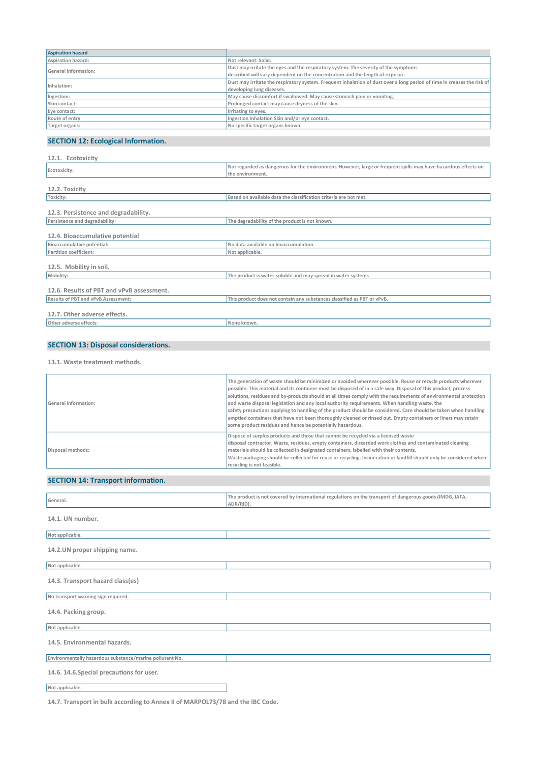| Aspiration hazard | |
|---|---|
| Aspiration hazard: | Not relevant. Solid. |
| General information: | Dust may irritate the eyes and the respiratory system. The severity of the symptoms described will vary dependent on the concentration and the length of exposur. |
| Inhalation: | Dust may irritate the respiratory system. Frequent inhalation of dust over a long period of time in creases the risk of developing lung diseases. |
| Ingestion: | May cause discomfort if swallowed. May cause stomach pain or vomiting. |
| Skin contact: | Prolonged contact may cause dryness of the skin. |
| Eye contact: | Irritating to eyes. |
| Route of entry | Ingestion Inhalation Skin and/or eye contact. |
| Target organs: | No specific target organs known. |

## SECTION 12: Ecological Information.

### 12.1. Ecotoxicity

| | |
|---|---|
| Ecotoxicity: | Not regarded as dangerous for the environment. However, large or frequent spills may have hazardous effects on the environment. |

### 12.2. Toxicity

| | |
|---|---|
| Toxicity: | Based on available data the classification criteria are not met. |

### 12.3. Persistence and degradability.

| | |
|---|---|
| Persistence and degradability: | The degradability of the product is not known. |

### 12.4. Bioaccumulative potential

| | |
|---|---|
| Bioaccumulative potential: | No data available on bioaccumulation |
| Partition coefficient: | Not applicable. |

### 12.5. Mobility in soil.

| | |
|---|---|
| Mobility: | The product is water-soluble and may spread in water systems |

### 12.6. Results of PBT and vPvB assessment.

| | |
|---|---|
| Results of PBT and vPvB Assessment: | This product does not contain any substances classified as PBT or vPvB. |

### 12.7. Other adverse effects.

| | |
|---|---|
| Other adverse effects: | None known. |

## SECTION 13: Disposal considerations.

### 13.1. Waste treatment methods.

| | |
|---|---|
| General information: | The generation of waste should be minimized or avoided wherever possible. Reuse or recycle products wherever possible. This material and its container must be disposed of in a safe way. Disposal of this product, process solutions, residues and by-products should at all times comply with the requirements of environmental protection and waste disposal legislation and any local authority requirements. When handling waste, the safety precautions applying to handling of the product should be considered. Care should be taken when handling emptied containers that have not been thoroughly cleaned or rinsed out. Empty containers or liners may retain sorne product residues and hence be potentially hazardous. |
| Disposal methods: | Dispose of surplus products and those that cannot be recycled via a licensed waste disposal contractor. Waste, residues, empty containers, discarded work clothes and contaminated cleaning materials should be collected in designated containers, labelled with their contents. Waste packaging should be collected for reuse or recycling. Incineration or landfill should only be considered when recycling is not feasible. |

## SECTION 14: Transport information.

| | |
|---|---|
| General. | The product is not covered by international regulations on the transport of dangerous goods (IMDG, IATA, ADR/RID). |

### 14.1. UN number.

| | |
|---|---|
| Not applicable. | |

### 14.2.UN proper shipping name.

| | |
|---|---|
| Not applicable. | |

### 14.3. Transport hazard class(es)

| | |
|---|---|
| No transport warning sign required. | |

### 14.4. Packing group.

| | |
|---|---|
| Not applicable. | |

### 14.5. Environmental hazards.

| | |
|---|---|
| Environmentally hazardous substance/marine pollutant No. | |

### 14.6. 14.6.Special precautions for user.

| |
|---|
| Not applicable. |

### 14.7. Transport in bulk according to Annex II of MARPOL73/78 and the IBC Code.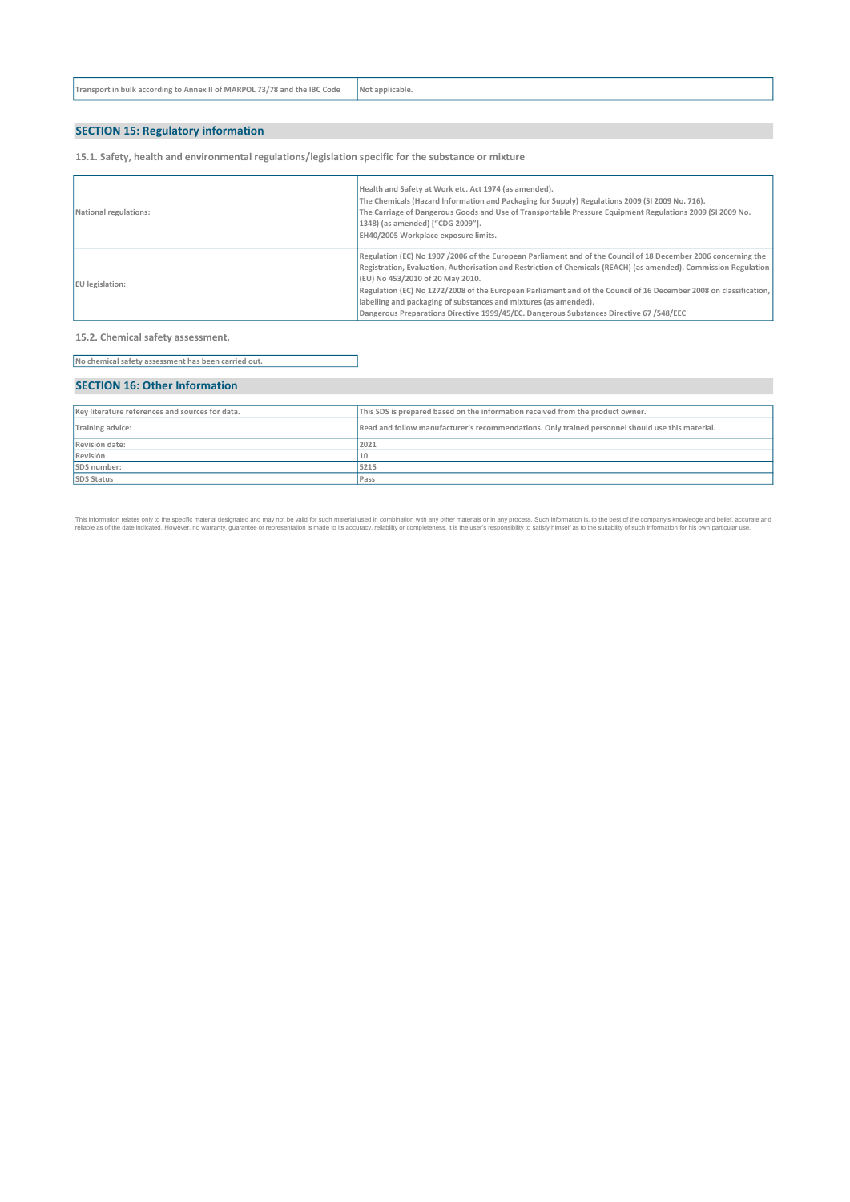| | |
|---|---|
| Transport in bulk according to Annex II of MARPOL 73/78 and the IBC Code | Not applicable. |

## SECTION 15: Regulatory information

### 15.1. Safety, health and environmental regulations/legislation specific for the substance or mixture

| | |
|---|---|
| National regulations: | Health and Safety at Work etc. Act 1974 (as amended).<br>The Chemicals (Hazard Information and Packaging for Supply) Regulations 2009 (SI 2009 No. 716).<br>The Carriage of Dangerous Goods and Use of Transportable Pressure Equipment Regulations 2009 (SI 2009 No. 1348) (as amended) ["CDG 2009"].<br>EH40/2005 Workplace exposure limits. |
| EU legislation: | Regulation (EC) No 1907 /2006 of the European Parliament and of the Council of 18 December 2006 concerning the Registration, Evaluation, Authorisation and Restriction of Chemicals (REACH) (as amended). Commission Regulation (EU) No 453/2010 of 20 May 2010.<br>Regulation (EC) No 1272/2008 of the European Parliament and of the Council of 16 December 2008 on classification, labelling and packaging of substances and mixtures (as amended).<br>Dangerous Preparations Directive 1999/45/EC. Dangerous Substances Directive 67 /548/EEC |

### 15.2. Chemical safety assessment.

No chemical safety assessment has been carried out.

## SECTION 16: Other Information

| | |
|---|---|
| Key literature references and sources for data. | This SDS is prepared based on the information received from the product owner. |
| Training advice: | Read and follow manufacturer's recommendations. Only trained personnel should use this material. |
| Revisión date: | 2021 |
| Revisión | 10 |
| SDS number: | 5215 |
| SDS Status | Pass |

This information relates only to the specific material designated and may not be valid for such material used in combination with any other materials or in any process. Such information is, to the best of the company's knowledge and belief, accurate and reliable as of the date indicated. However, no warranty, guarantee or representation is made to its accuracy, reliability or completeness. It is the user's responsibility to satisfy himself as to the suitability of such information for his own particular use.